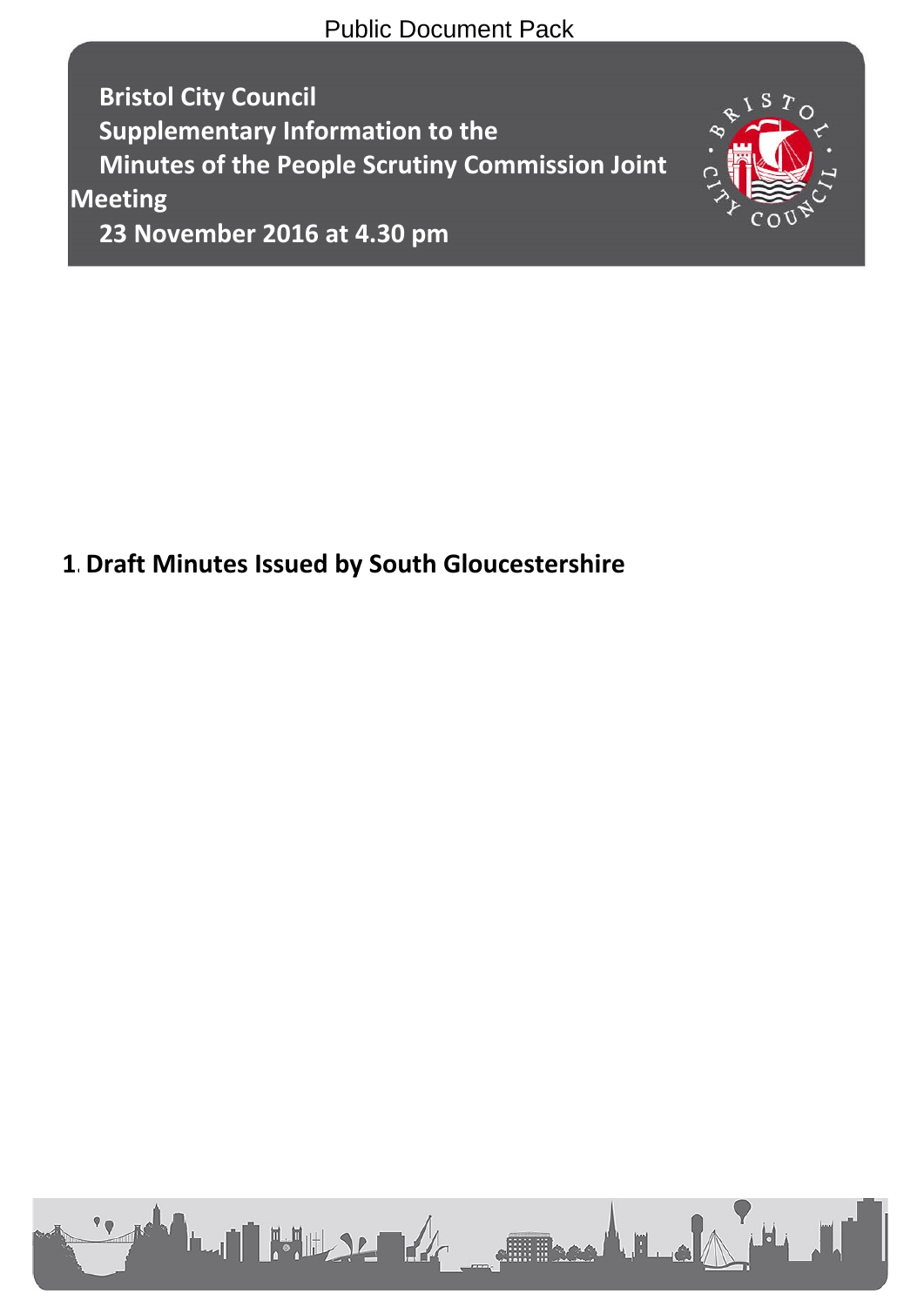Public Document Pack

# Bristol City Council
# Supplementary Information to the Minutes of the People Scrutiny Commission Joint Meeting
# 23 November 2016 at 4.30 pm

**1. Draft Minutes Issued by South Gloucestershire**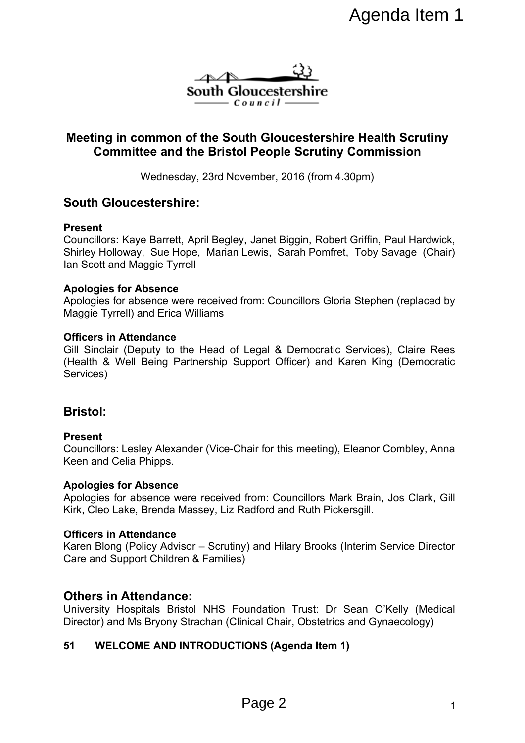Agenda Item 1

South Gloucestershire Council

# Meeting in common of the South Gloucestershire Health Scrutiny Committee and the Bristol People Scrutiny Commission

Wednesday, 23rd November, 2016 (from 4.30pm)

## South Gloucestershire:

**Present**
Councillors: Kaye Barrett, April Begley, Janet Biggin, Robert Griffin, Paul Hardwick, Shirley Holloway, Sue Hope, Marian Lewis, Sarah Pomfret, Toby Savage (Chair) Ian Scott and Maggie Tyrrell

**Apologies for Absence**
Apologies for absence were received from: Councillors Gloria Stephen (replaced by Maggie Tyrrell) and Erica Williams

**Officers in Attendance**
Gill Sinclair (Deputy to the Head of Legal & Democratic Services), Claire Rees (Health & Well Being Partnership Suppot Officer) and Karen King (Democratic Services)

## Bristol:

**Present**
Councillors: Lesley Alexander (Vice-Chair for this meeting), Eleanor Combley, Anna Keen and Celia Phipps.

**Apologies for Absence**
Apologies for absence were received from: Councillors Mark Brain, Jos Clark, Gill Kirk, Cleo Lake, Brenda Massey, Liz Radford and Ruth Pickersgill.

**Officers in Attendance**
Karen Blong (Policy Advisor – Scrutiny) and Hilary Brooks (Interim Service Director Care and Support Children & Families)

## Others in Attendance:

University Hospitals Bristol NHS Foundation Trust: Dr Sean O'Kelly (Medical Director) and Ms Bryony Strachan (Clinical Chair, Obstetrics and Gynaecology)

**51 WELCOME AND INTRODUCTIONS (Agenda Item 1)**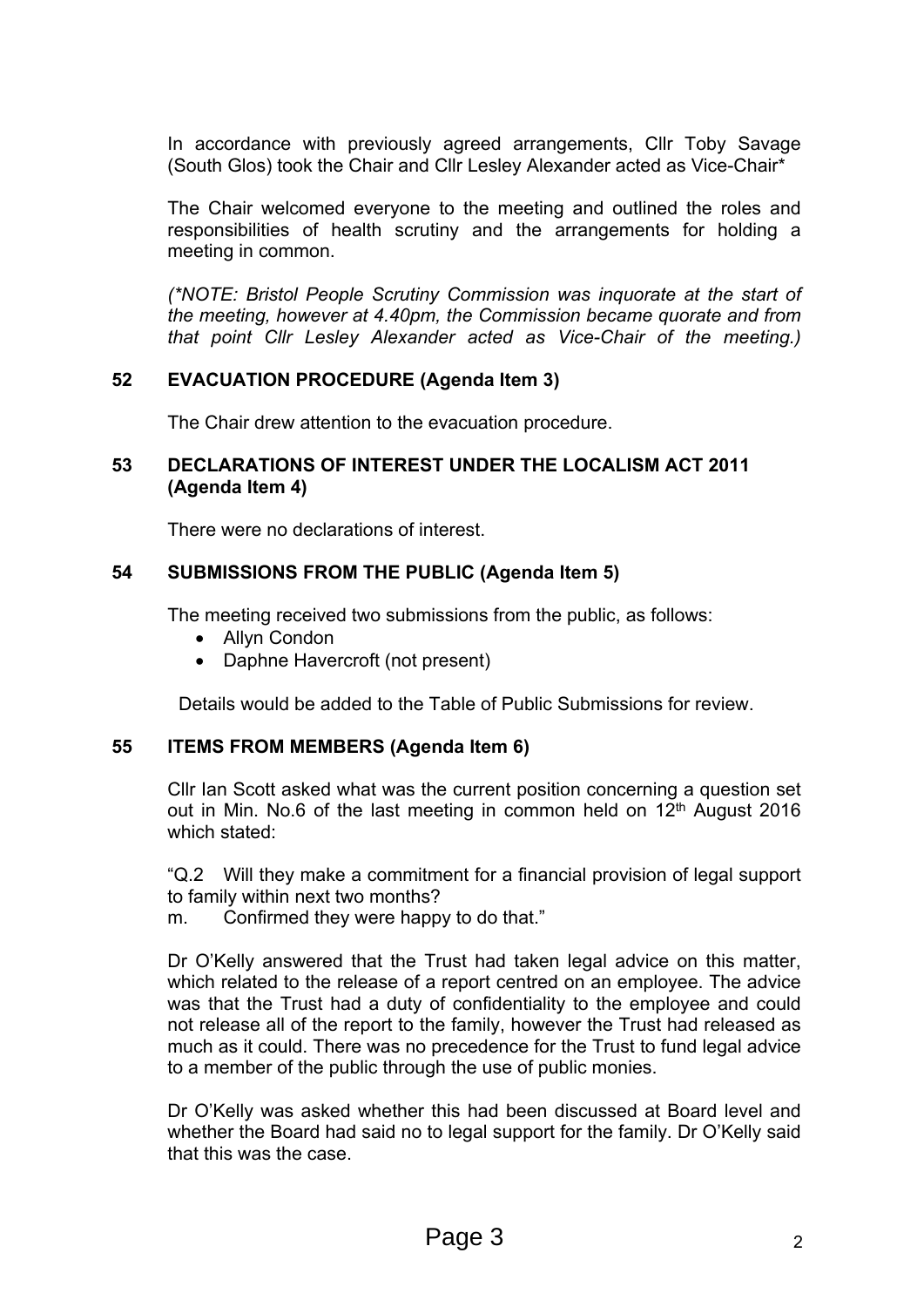In accordance with previously agreed arrangements, Cllr Toby Savage (South Glos) took the Chair and Cllr Lesley Alexander acted as Vice-Chair*

The Chair welcomed everyone to the meeting and outlined the roles and responsibilities of health scrutiny and the arrangements for holding a meeting in common.

*(*NOTE: Bristol People Scrutiny Commission was inquorate at the start of the meeting, however at 4.40pm, the Commission became quorate and from that point Cllr Lesley Alexander acted as Vice-Chair of the meeting.)*

## 52 EVACUATION PROCEDURE (Agenda Item 3)

The Chair drew attention to the evacuation procedure.

## 53 DECLARATIONS OF INTEREST UNDER THE LOCALISM ACT 2011 (Agenda Item 4)

There were no declarations of interest.

## 54 SUBMISSIONS FROM THE PUBLIC (Agenda Item 5)

The meeting received two submissions from the public, as follows:

- Allyn Condon
- Daphne Havercroft (not present)

Details would be added to the Table of Public Submissions for review.

## 55 ITEMS FROM MEMBERS (Agenda Item 6)

Cllr Ian Scott asked what was the current position concerning a question set out in Min. No.6 of the last meeting in common held on 12th August 2016 which stated:

"Q.2 Will they make a commitment for a financial provision of legal support to family within next two months?
m. Confirmed they were happy to do that."

Dr O'Kelly answered that the Trust had taken legal advice on this matter, which related to the release of a report centred on an employee. The advice was that the Trust had a duty of confidentiality to the employee and could not release all of the report to the family, however the Trust had released as much as it could. There was no precedence for the Trust to fund legal advice to a member of the public through the use of public monies.

Dr O'Kelly was asked whether this had been discussed at Board level and whether the Board had said no to legal support for the family. Dr O'Kelly said that this was the case.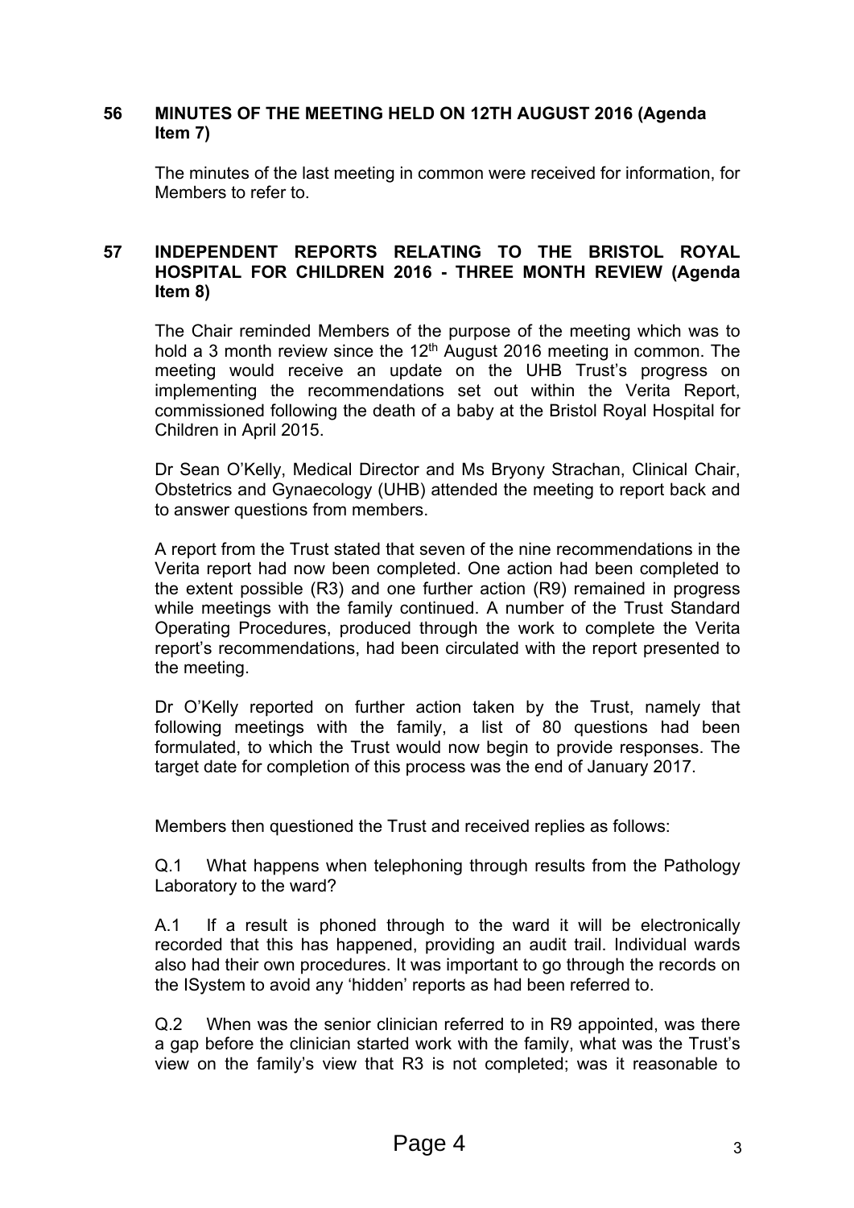## 56 MINUTES OF THE MEETING HELD ON 12TH AUGUST 2016 (Agenda Item 7)

The minutes of the last meeting in common were received for information, for Members to refer to.

## 57 INDEPENDENT REPORTS RELATING TO THE BRISTOL ROYAL HOSPITAL FOR CHILDREN 2016 - THREE MONTH REVIEW (Agenda Item 8)

The Chair reminded Members of the purpose of the meeting which was to hold a 3 month review since the 12th August 2016 meeting in common. The meeting would receive an update on the UHB Trust's progress on implementing the recommendations set out within the Verita Report, commissioned following the death of a baby at the Bristol Royal Hospital for Children in April 2015.

Dr Sean O'Kelly, Medical Director and Ms Bryony Strachan, Clinical Chair, Obstetrics and Gynaecology (UHB) attended the meeting to report back and to answer questions from members.

A report from the Trust stated that seven of the nine recommendations in the Verita report had now been completed. One action had been completed to the extent possible (R3) and one further action (R9) remained in progress while meetings with the family continued. A number of the Trust Standard Operating Procedures, produced through the work to complete the Verita report's recommendations, had been circulated with the report presented to the meeting.

Dr O'Kelly reported on further action taken by the Trust, namely that following meetings with the family, a list of 80 questions had been formulated, to which the Trust would now begin to provide responses. The target date for completion of this process was the end of January 2017.

Members then questioned the Trust and received replies as follows:

Q.1 What happens when telephoning through results from the Pathology Laboratory to the ward?

A.1 If a result is phoned through to the ward it will be electronically recorded that this has happened, providing an audit trail. Individual wards also had their own procedures. It was important to go through the records on the ISystem to avoid any 'hidden' reports as had been referred to.

Q.2 When was the senior clinician referred to in R9 appointed, was there a gap before the clinician started work with the family, what was the Trust's view on the family's view that R3 is not completed; was it reasonable to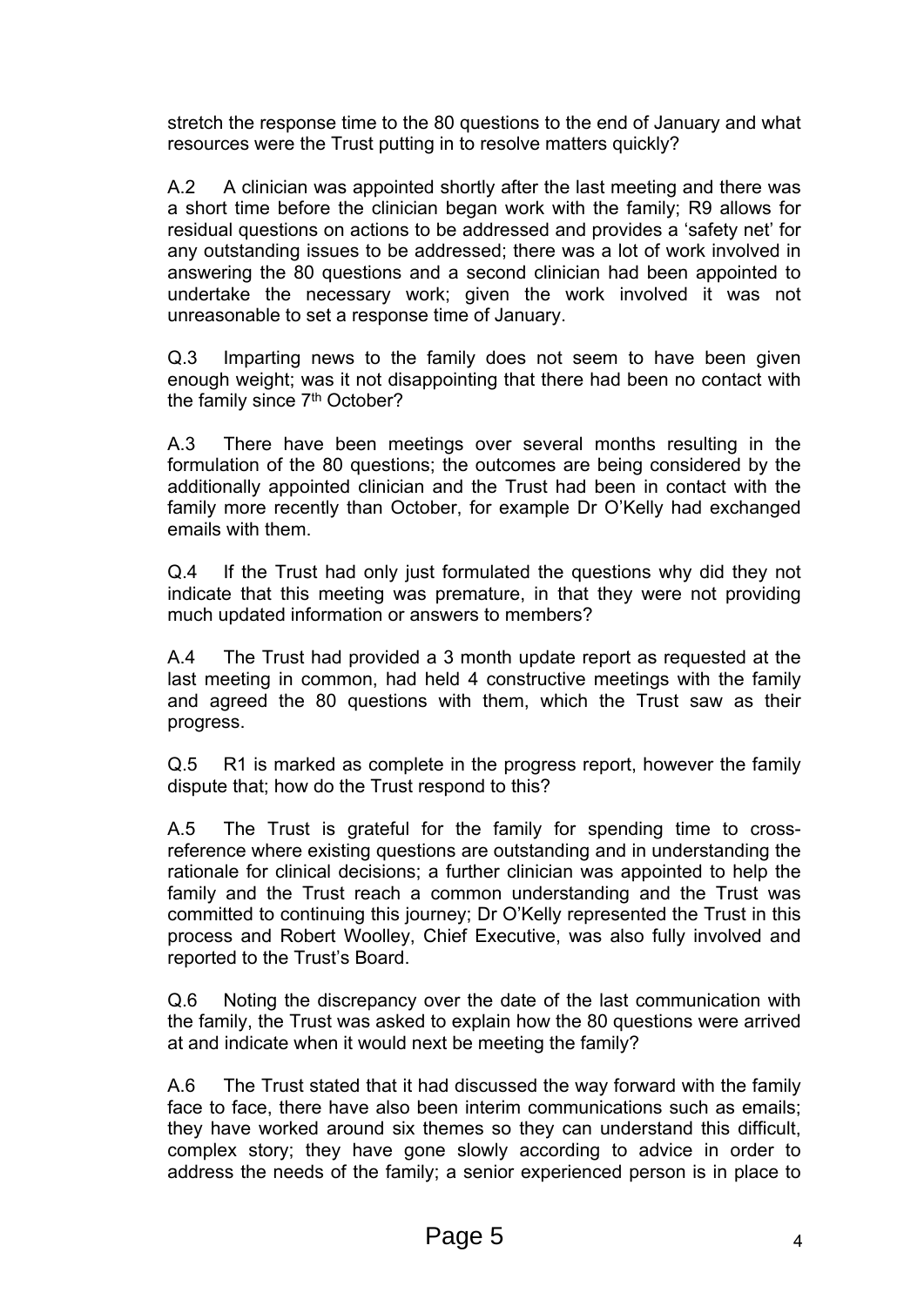stretch the response time to the 80 questions to the end of January and what resources were the Trust putting in to resolve matters quickly?

A.2 A clinician was appointed shortly after the last meeting and there was a short time before the clinician began work with the family; R9 allows for residual questions on actions to be addressed and provides a 'safety net' for any outstanding issues to be addressed; there was a lot of work involved in answering the 80 questions and a second clinician had been appointed to undertake the necessary work; given the work involved it was not unreasonable to set a response time of January.

Q.3 Imparting news to the family does not seem to have been given enough weight; was it not disappointing that there had been no contact with the family since 7th October?

A.3 There have been meetings over several months resulting in the formulation of the 80 questions; the outcomes are being considered by the additionally appointed clinician and the Trust had been in contact with the family more recently than October, for example Dr O'Kelly had exchanged emails with them.

Q.4 If the Trust had only just formulated the questions why did they not indicate that this meeting was premature, in that they were not providing much updated information or answers to members?

A.4 The Trust had provided a 3 month update report as requested at the last meeting in common, had held 4 constructive meetings with the family and agreed the 80 questions with them, which the Trust saw as their progress.

Q.5 R1 is marked as complete in the progress report, however the family dispute that; how do the Trust respond to this?

A.5 The Trust is grateful for the family for spending time to cross-reference where existing questions are outstanding and in understanding the rationale for clinical decisions; a further clinician was appointed to help the family and the Trust reach a common understanding and the Trust was committed to continuing this journey; Dr O'Kelly represented the Trust in this process and Robert Woolley, Chief Executive, was also fully involved and reported to the Trust's Board.

Q.6 Noting the discrepancy over the date of the last communication with the family, the Trust was asked to explain how the 80 questions were arrived at and indicate when it would next be meeting the family?

A.6 The Trust stated that it had discussed the way forward with the family face to face, there have also been interim communications such as emails; they have worked around six themes so they can understand this difficult, complex story; they have gone slowly according to advice in order to address the needs of the family; a senior experienced person is in place to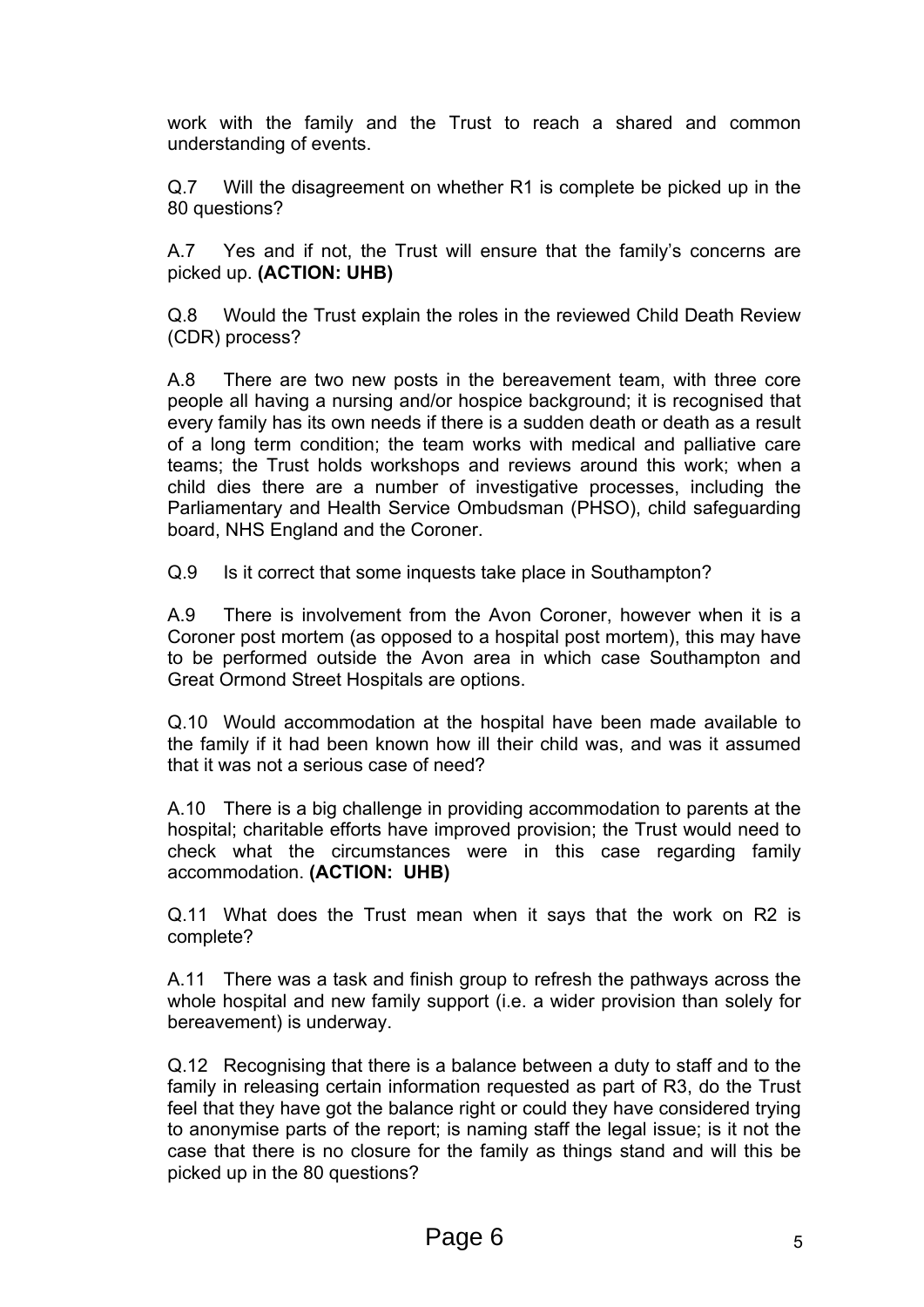work with the family and the Trust to reach a shared and common understanding of events.

Q.7 Will the disagreement on whether R1 is complete be picked up in the 80 questions?

A.7 Yes and if not, the Trust will ensure that the family's concerns are picked up. **(ACTION: UHB)**

Q.8 Would the Trust explain the roles in the reviewed Child Death Review (CDR) process?

A.8 There are two new posts in the bereavement team, with three core people all having a nursing and/or hospice background; it is recognised that every family has its own needs if there is a sudden death or death as a result of a long term condition; the team works with medical and palliative care teams; the Trust holds workshops and reviews around this work; when a child dies there are a number of investigative processes, including the Parliamentary and Health Service Ombudsman (PHSO), child safeguarding board, NHS England and the Coroner.

Q.9 Is it correct that some inquests take place in Southampton?

A.9 There is involvement from the Avon Coroner, however when it is a Coroner post mortem (as opposed to a hospital post mortem), this may have to be performed outside the Avon area in which case Southampton and Great Ormond Street Hospitals are options.

Q.10 Would accommodation at the hospital have been made available to the family if it had been known how ill their child was, and was it assumed that it was not a serious case of need?

A.10 There is a big challenge in providing accommodation to parents at the hospital; charitable efforts have improved provision; the Trust would need to check what the circumstances were in this case regarding family accommodation. **(ACTION: UHB)**

Q.11 What does the Trust mean when it says that the work on R2 is complete?

A.11 There was a task and finish group to refresh the pathways across the whole hospital and new family support (i.e. a wider provision than solely for bereavement) is underway.

Q.12 Recognising that there is a balance between a duty to staff and to the family in releasing certain information requested as part of R3, do the Trust feel that they have got the balance right or could they have considered trying to anonymise parts of the report; is naming staff the legal issue; is it not the case that there is no closure for the family as things stand and will this be picked up in the 80 questions?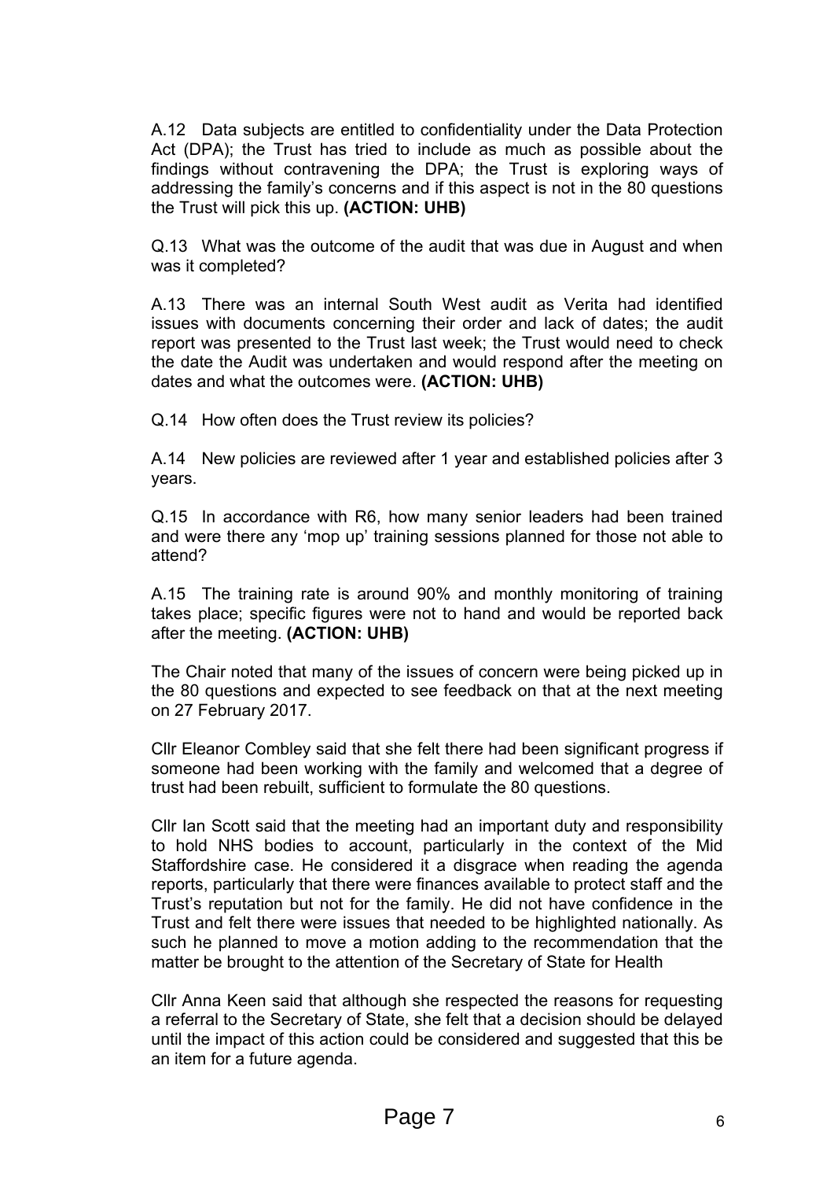A.12 Data subjects are entitled to confidentiality under the Data Protection Act (DPA); the Trust has tried to include as much as possible about the findings without contravening the DPA; the Trust is exploring ways of addressing the family's concerns and if this aspect is not in the 80 questions the Trust will pick this up. **(ACTION: UHB)**

Q.13 What was the outcome of the audit that was due in August and when was it completed?

A.13 There was an internal South West audit as Verita had identified issues with documents concerning their order and lack of dates; the audit report was presented to the Trust last week; the Trust would need to check the date the Audit was undertaken and would respond after the meeting on dates and what the outcomes were. **(ACTION: UHB)**

Q.14 How often does the Trust review its policies?

A.14 New policies are reviewed after 1 year and established policies after 3 years.

Q.15 In accordance with R6, how many senior leaders had been trained and were there any 'mop up' training sessions planned for those not able to attend?

A.15 The training rate is around 90% and monthly monitoring of training takes place; specific figures were not to hand and would be reported back after the meeting. **(ACTION: UHB)**

The Chair noted that many of the issues of concern were being picked up in the 80 questions and expected to see feedback on that at the next meeting on 27 February 2017.

Cllr Eleanor Combley said that she felt there had been significant progress if someone had been working with the family and welcomed that a degree of trust had been rebuilt, sufficient to formulate the 80 questions.

Cllr Ian Scott said that the meeting had an important duty and responsibility to hold NHS bodies to account, particularly in the context of the Mid Staffordshire case. He considered it a disgrace when reading the agenda reports, particularly that there were finances available to protect staff and the Trust's reputation but not for the family. He did not have confidence in the Trust and felt there were issues that needed to be highlighted nationally. As such he planned to move a motion adding to the recommendation that the matter be brought to the attention of the Secretary of State for Health

Cllr Anna Keen said that although she respected the reasons for requesting a referral to the Secretary of State, she felt that a decision should be delayed until the impact of this action could be considered and suggested that this be an item for a future agenda.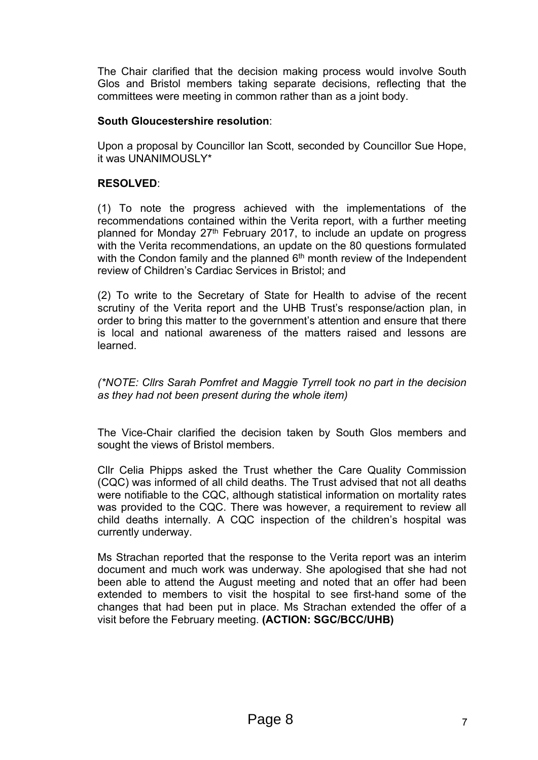The Chair clarified that the decision making process would involve South Glos and Bristol members taking separate decisions, reflecting that the committees were meeting in common rather than as a joint body.

**South Gloucestershire resolution**:

Upon a proposal by Councillor Ian Scott, seconded by Councillor Sue Hope, it was UNANIMOUSLY*

**RESOLVED**:

(1) To note the progress achieved with the implementations of the recommendations contained within the Verita report, with a further meeting planned for Monday 27th February 2017, to include an update on progress with the Verita recommendations, an update on the 80 questions formulated with the Condon family and the planned 6th month review of the Independent review of Children's Cardiac Services in Bristol; and

(2) To write to the Secretary of State for Health to advise of the recent scrutiny of the Verita report and the UHB Trust's response/action plan, in order to bring this matter to the government's attention and ensure that there is local and national awareness of the matters raised and lessons are learned.

*(*NOTE: Cllrs Sarah Pomfret and Maggie Tyrrell took no part in the decision as they had not been present during the whole item)*

The Vice-Chair clarified the decision taken by South Glos members and sought the views of Bristol members.

Cllr Celia Phipps asked the Trust whether the Care Quality Commission (CQC) was informed of all child deaths. The Trust advised that not all deaths were notifiable to the CQC, although statistical information on mortality rates was provided to the CQC. There was however, a requirement to review all child deaths internally. A CQC inspection of the children's hospital was currently underway.

Ms Strachan reported that the response to the Verita report was an interim document and much work was underway. She apologised that she had not been able to attend the August meeting and noted that an offer had been extended to members to visit the hospital to see first-hand some of the changes that had been put in place. Ms Strachan extended the offer of a visit before the February meeting. **(ACTION: SGC/BCC/UHB)**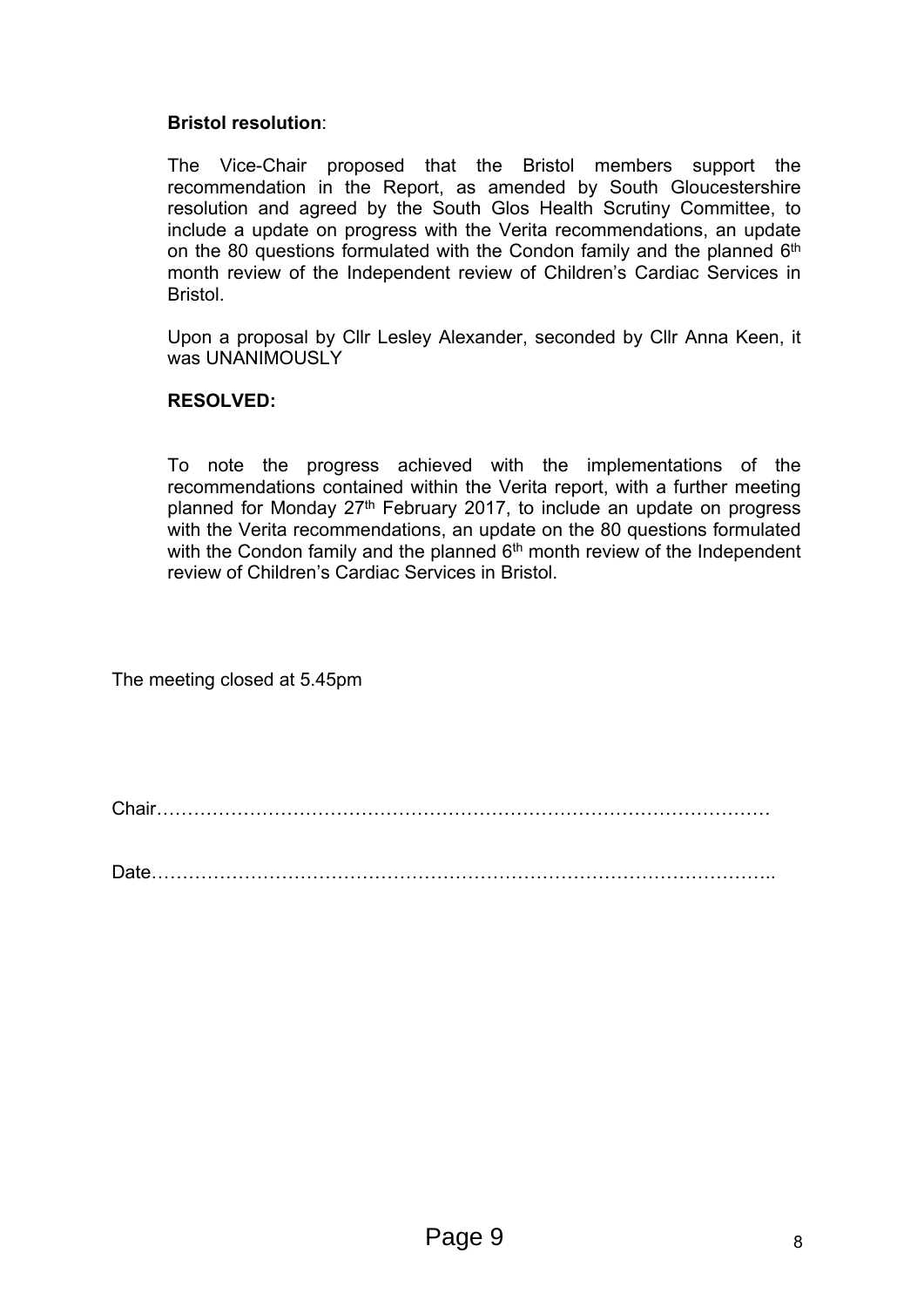**Bristol resolution**:

The Vice-Chair proposed that the Bristol members support the recommendation in the Report, as amended by South Gloucestershire resolution and agreed by the South Glos Health Scrutiny Committee, to include a update on progress with the Verita recommendations, an update on the 80 questions formulated with the Condon family and the planned 6th month review of the Independent review of Children's Cardiac Services in Bristol.

Upon a proposal by Cllr Lesley Alexander, seconded by Cllr Anna Keen, it was UNANIMOUSLY

**RESOLVED:**

To note the progress achieved with the implementations of the recommendations contained within the Verita report, with a further meeting planned for Monday 27th February 2017, to include an update on progress with the Verita recommendations, an update on the 80 questions formulated with the Condon family and the planned 6th month review of the Independent review of Children's Cardiac Services in Bristol.

The meeting closed at 5.45pm

Chair……………………………………………………………………………………

Date……………………………………………………………………………………..